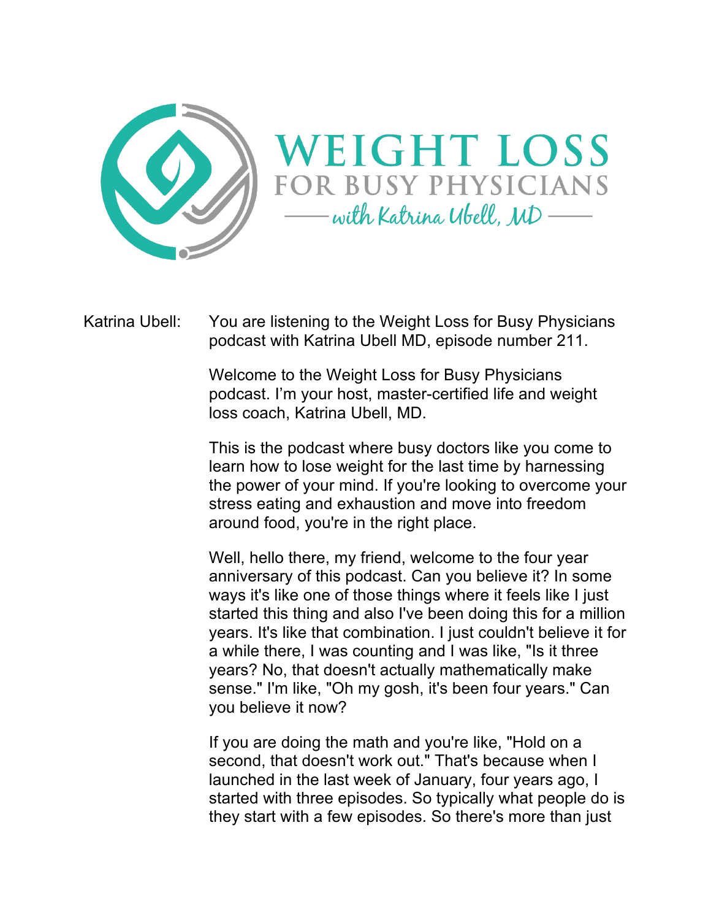# WEIGHT LOSS FOR BUSY PHYSICIANS

with Katrina Ubell, MD

Katrina Ubell: You are listening to the Weight Loss for Busy Physicians podcast with Katrina Ubell MD, episode number 211.

Welcome to the Weight Loss for Busy Physicians podcast. I'm your host, master-certified life and weight loss coach, Katrina Ubell, MD.

This is the podcast where busy doctors like you come to learn how to lose weight for the last time by harnessing the power of your mind. If you're looking to overcome your stress eating and exhaustion and move into freedom around food, you're in the right place.

Well, hello there, my friend, welcome to the four year anniversary of this podcast. Can you believe it? In some ways it's like one of those things where it feels like I just started this thing and also I've been doing this for a million years. It's like that combination. I just couldn't believe it for a while there, I was counting and I was like, "Is it three years? No, that doesn't actually mathematically make sense." I'm like, "Oh my gosh, it's been four years." Can you believe it now?

If you are doing the math and you're like, "Hold on a second, that doesn't work out." That's because when I launched in the last week of January, four years ago, I started with three episodes. So typically what people do is they start with a few episodes. So there's more than just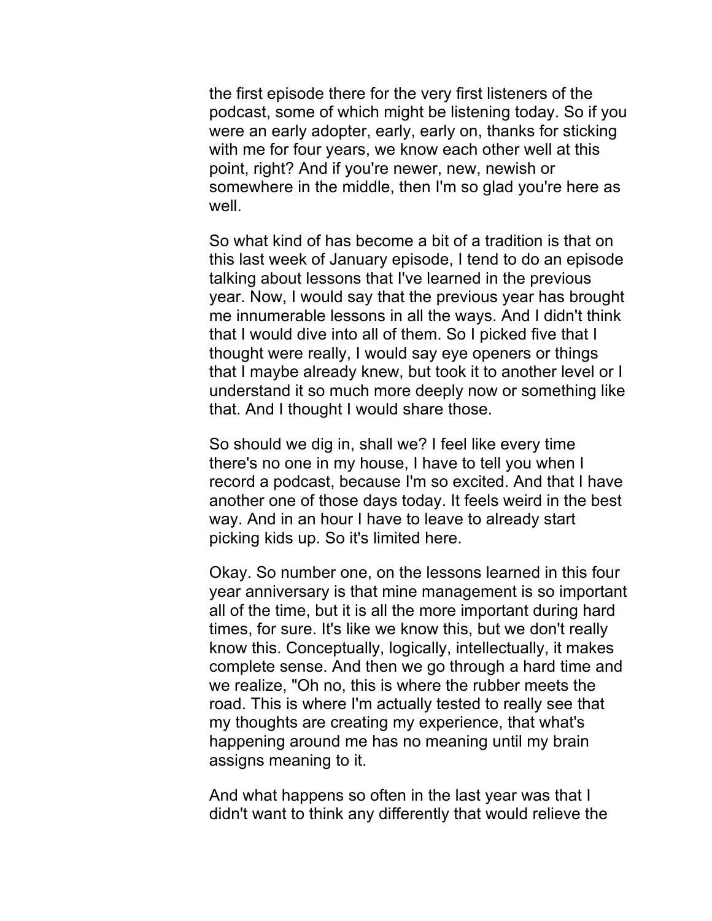the first episode there for the very first listeners of the podcast, some of which might be listening today. So if you were an early adopter, early, early on, thanks for sticking with me for four years, we know each other well at this point, right? And if you're newer, new, newish or somewhere in the middle, then I'm so glad you're here as well.

So what kind of has become a bit of a tradition is that on this last week of January episode, I tend to do an episode talking about lessons that I've learned in the previous year. Now, I would say that the previous year has brought me innumerable lessons in all the ways. And I didn't think that I would dive into all of them. So I picked five that I thought were really, I would say eye openers or things that I maybe already knew, but took it to another level or I understand it so much more deeply now or something like that. And I thought I would share those.

So should we dig in, shall we? I feel like every time there's no one in my house, I have to tell you when I record a podcast, because I'm so excited. And that I have another one of those days today. It feels weird in the best way. And in an hour I have to leave to already start picking kids up. So it's limited here.

Okay. So number one, on the lessons learned in this four year anniversary is that mine management is so important all of the time, but it is all the more important during hard times, for sure. It's like we know this, but we don't really know this. Conceptually, logically, intellectually, it makes complete sense. And then we go through a hard time and we realize, "Oh no, this is where the rubber meets the road. This is where I'm actually tested to really see that my thoughts are creating my experience, that what's happening around me has no meaning until my brain assigns meaning to it.

And what happens so often in the last year was that I didn't want to think any differently that would relieve the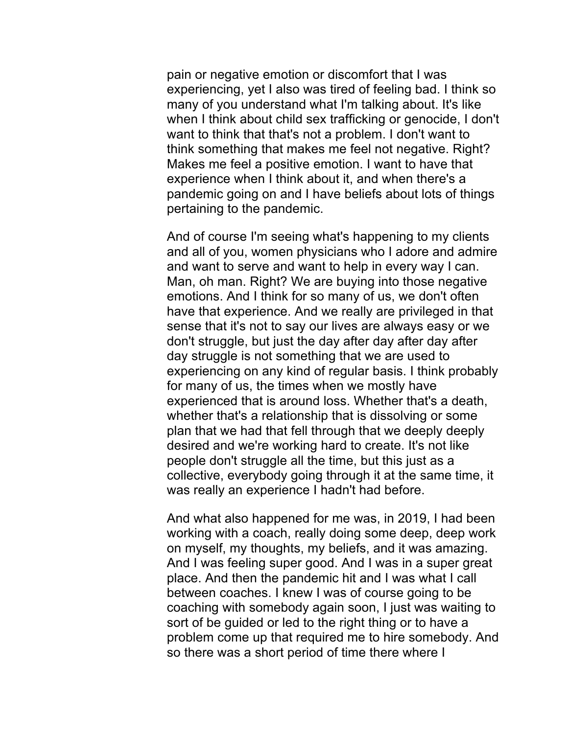pain or negative emotion or discomfort that I was experiencing, yet I also was tired of feeling bad. I think so many of you understand what I'm talking about. It's like when I think about child sex trafficking or genocide, I don't want to think that that's not a problem. I don't want to think something that makes me feel not negative. Right? Makes me feel a positive emotion. I want to have that experience when I think about it, and when there's a pandemic going on and I have beliefs about lots of things pertaining to the pandemic.

And of course I'm seeing what's happening to my clients and all of you, women physicians who I adore and admire and want to serve and want to help in every way I can. Man, oh man. Right? We are buying into those negative emotions. And I think for so many of us, we don't often have that experience. And we really are privileged in that sense that it's not to say our lives are always easy or we don't struggle, but just the day after day after day after day struggle is not something that we are used to experiencing on any kind of regular basis. I think probably for many of us, the times when we mostly have experienced that is around loss. Whether that's a death, whether that's a relationship that is dissolving or some plan that we had that fell through that we deeply deeply desired and we're working hard to create. It's not like people don't struggle all the time, but this just as a collective, everybody going through it at the same time, it was really an experience I hadn't had before.

And what also happened for me was, in 2019, I had been working with a coach, really doing some deep, deep work on myself, my thoughts, my beliefs, and it was amazing. And I was feeling super good. And I was in a super great place. And then the pandemic hit and I was what I call between coaches. I knew I was of course going to be coaching with somebody again soon, I just was waiting to sort of be guided or led to the right thing or to have a problem come up that required me to hire somebody. And so there was a short period of time there where I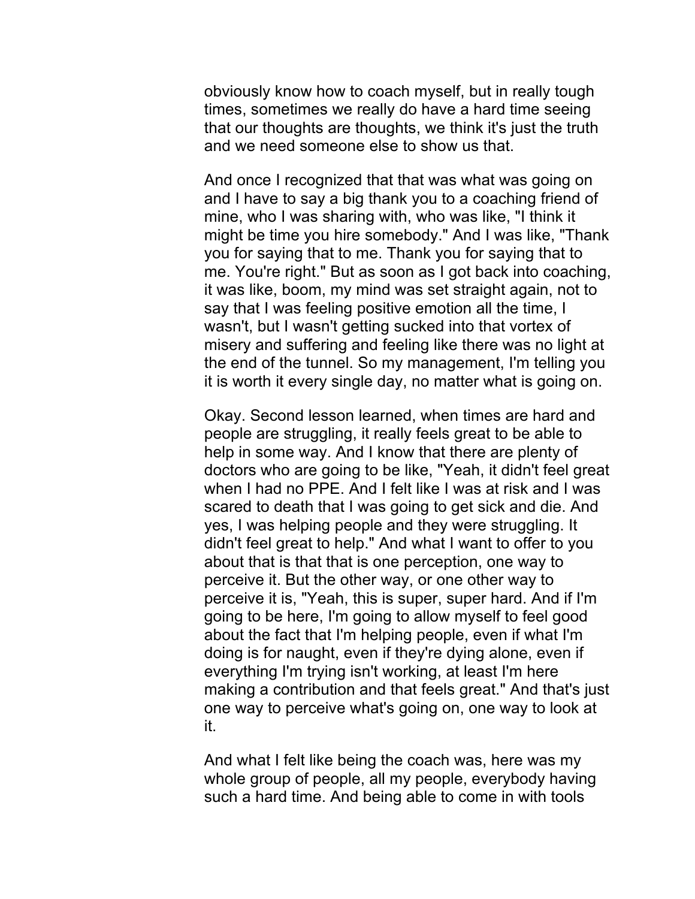obviously know how to coach myself, but in really tough times, sometimes we really do have a hard time seeing that our thoughts are thoughts, we think it's just the truth and we need someone else to show us that.

And once I recognized that that was what was going on and I have to say a big thank you to a coaching friend of mine, who I was sharing with, who was like, "I think it might be time you hire somebody." And I was like, "Thank you for saying that to me. Thank you for saying that to me. You're right." But as soon as I got back into coaching, it was like, boom, my mind was set straight again, not to say that I was feeling positive emotion all the time, I wasn't, but I wasn't getting sucked into that vortex of misery and suffering and feeling like there was no light at the end of the tunnel. So my management, I'm telling you it is worth it every single day, no matter what is going on.

Okay. Second lesson learned, when times are hard and people are struggling, it really feels great to be able to help in some way. And I know that there are plenty of doctors who are going to be like, "Yeah, it didn't feel great when I had no PPE. And I felt like I was at risk and I was scared to death that I was going to get sick and die. And yes, I was helping people and they were struggling. It didn't feel great to help." And what I want to offer to you about that is that that is one perception, one way to perceive it. But the other way, or one other way to perceive it is, "Yeah, this is super, super hard. And if I'm going to be here, I'm going to allow myself to feel good about the fact that I'm helping people, even if what I'm doing is for naught, even if they're dying alone, even if everything I'm trying isn't working, at least I'm here making a contribution and that feels great." And that's just one way to perceive what's going on, one way to look at it.

And what I felt like being the coach was, here was my whole group of people, all my people, everybody having such a hard time. And being able to come in with tools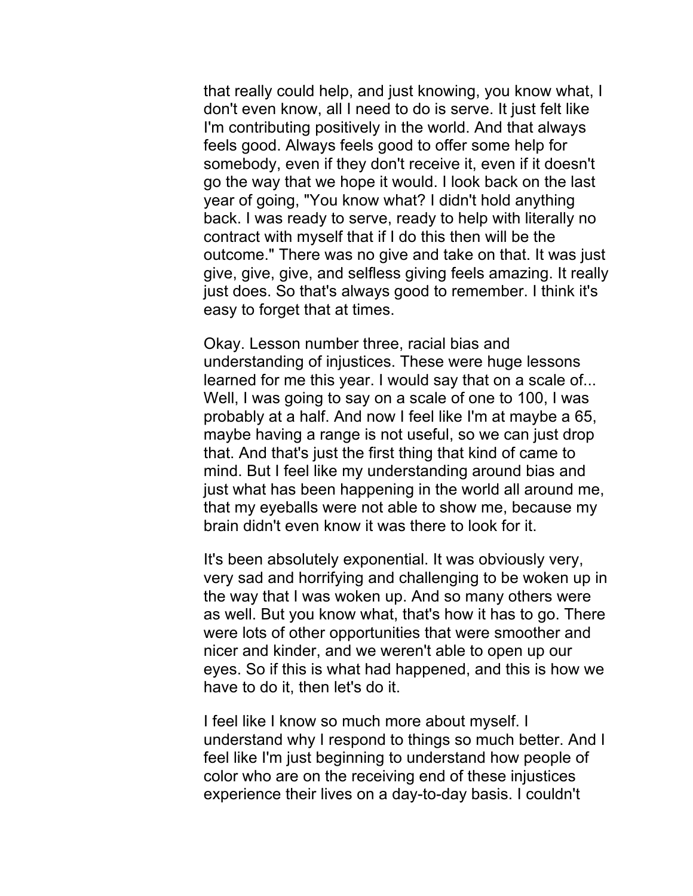that really could help, and just knowing, you know what, I don't even know, all I need to do is serve. It just felt like I'm contributing positively in the world. And that always feels good. Always feels good to offer some help for somebody, even if they don't receive it, even if it doesn't go the way that we hope it would. I look back on the last year of going, "You know what? I didn't hold anything back. I was ready to serve, ready to help with literally no contract with myself that if I do this then will be the outcome." There was no give and take on that. It was just give, give, give, and selfless giving feels amazing. It really just does. So that's always good to remember. I think it's easy to forget that at times.

Okay. Lesson number three, racial bias and understanding of injustices. These were huge lessons learned for me this year. I would say that on a scale of... Well, I was going to say on a scale of one to 100, I was probably at a half. And now I feel like I'm at maybe a 65, maybe having a range is not useful, so we can just drop that. And that's just the first thing that kind of came to mind. But I feel like my understanding around bias and just what has been happening in the world all around me, that my eyeballs were not able to show me, because my brain didn't even know it was there to look for it.

It's been absolutely exponential. It was obviously very, very sad and horrifying and challenging to be woken up in the way that I was woken up. And so many others were as well. But you know what, that's how it has to go. There were lots of other opportunities that were smoother and nicer and kinder, and we weren't able to open up our eyes. So if this is what had happened, and this is how we have to do it, then let's do it.

I feel like I know so much more about myself. I understand why I respond to things so much better. And I feel like I'm just beginning to understand how people of color who are on the receiving end of these injustices experience their lives on a day-to-day basis. I couldn't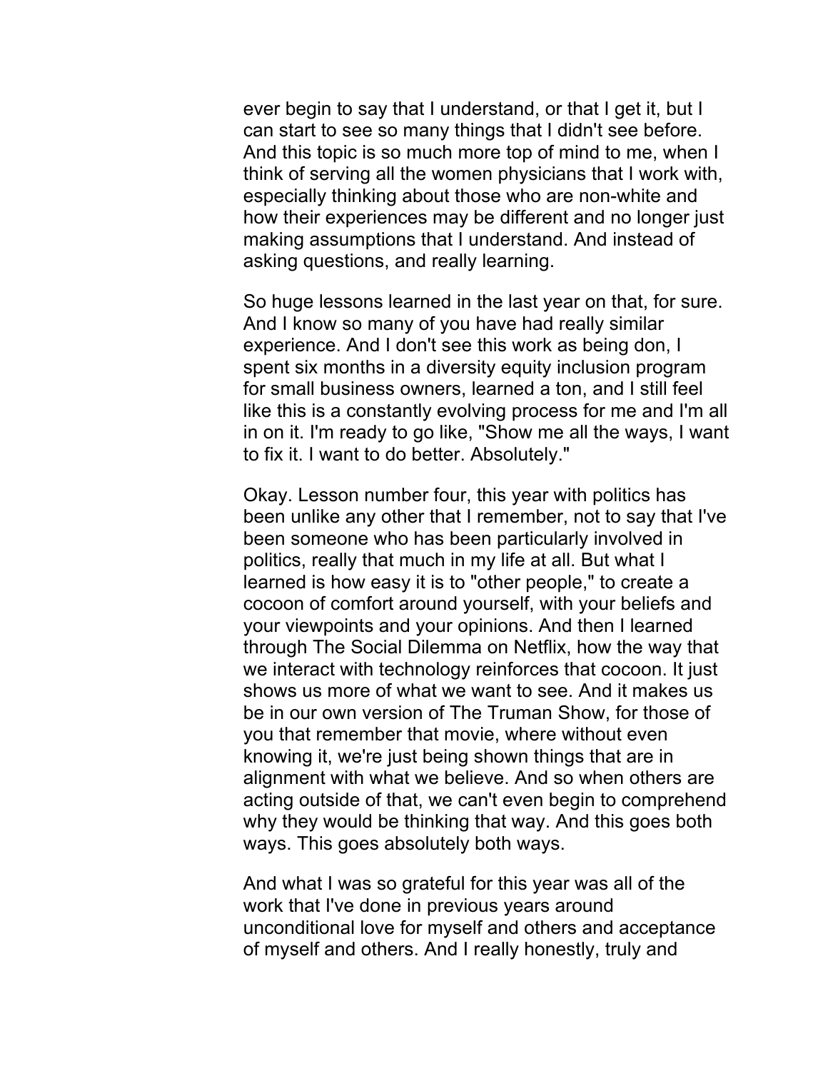ever begin to say that I understand, or that I get it, but I can start to see so many things that I didn't see before. And this topic is so much more top of mind to me, when I think of serving all the women physicians that I work with, especially thinking about those who are non-white and how their experiences may be different and no longer just making assumptions that I understand. And instead of asking questions, and really learning.

So huge lessons learned in the last year on that, for sure. And I know so many of you have had really similar experience. And I don't see this work as being don, I spent six months in a diversity equity inclusion program for small business owners, learned a ton, and I still feel like this is a constantly evolving process for me and I'm all in on it. I'm ready to go like, "Show me all the ways, I want to fix it. I want to do better. Absolutely."

Okay. Lesson number four, this year with politics has been unlike any other that I remember, not to say that I've been someone who has been particularly involved in politics, really that much in my life at all. But what I learned is how easy it is to "other people," to create a cocoon of comfort around yourself, with your beliefs and your viewpoints and your opinions. And then I learned through The Social Dilemma on Netflix, how the way that we interact with technology reinforces that cocoon. It just shows us more of what we want to see. And it makes us be in our own version of The Truman Show, for those of you that remember that movie, where without even knowing it, we're just being shown things that are in alignment with what we believe. And so when others are acting outside of that, we can't even begin to comprehend why they would be thinking that way. And this goes both ways. This goes absolutely both ways.

And what I was so grateful for this year was all of the work that I've done in previous years around unconditional love for myself and others and acceptance of myself and others. And I really honestly, truly and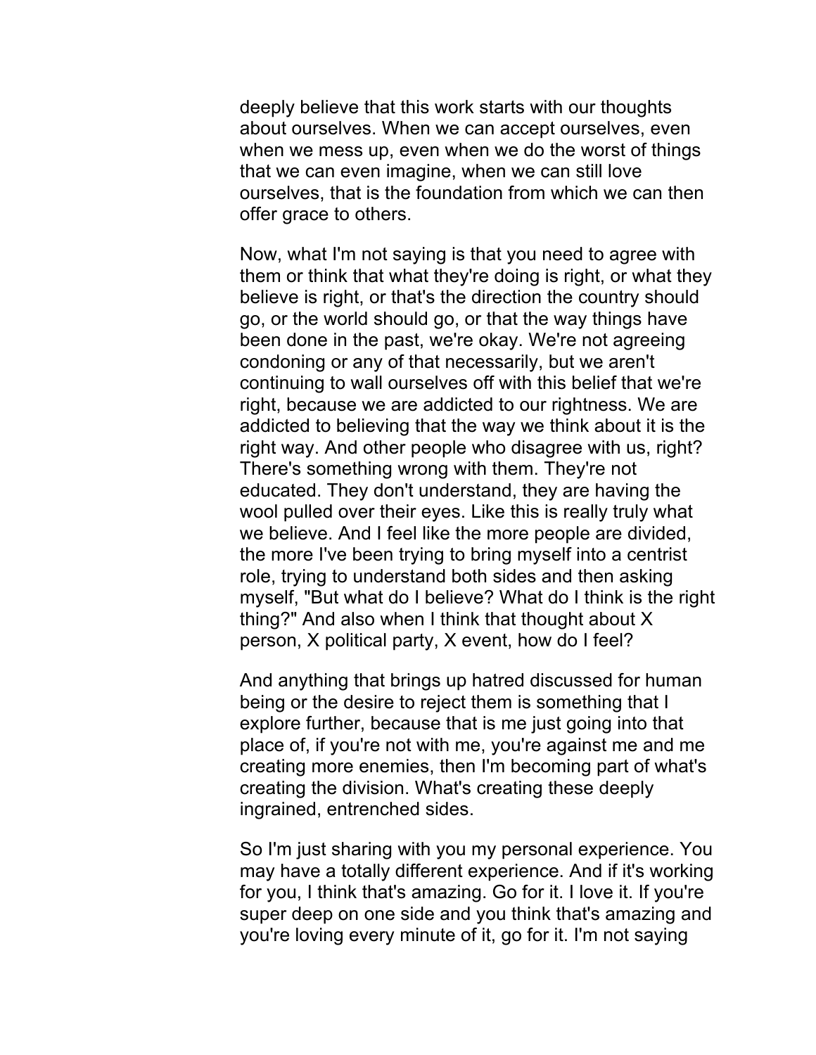deeply believe that this work starts with our thoughts about ourselves. When we can accept ourselves, even when we mess up, even when we do the worst of things that we can even imagine, when we can still love ourselves, that is the foundation from which we can then offer grace to others.

Now, what I'm not saying is that you need to agree with them or think that what they're doing is right, or what they believe is right, or that's the direction the country should go, or the world should go, or that the way things have been done in the past, we're okay. We're not agreeing condoning or any of that necessarily, but we aren't continuing to wall ourselves off with this belief that we're right, because we are addicted to our rightness. We are addicted to believing that the way we think about it is the right way. And other people who disagree with us, right? There's something wrong with them. They're not educated. They don't understand, they are having the wool pulled over their eyes. Like this is really truly what we believe. And I feel like the more people are divided, the more I've been trying to bring myself into a centrist role, trying to understand both sides and then asking myself, "But what do I believe? What do I think is the right thing?" And also when I think that thought about X person, X political party, X event, how do I feel?

And anything that brings up hatred discussed for human being or the desire to reject them is something that I explore further, because that is me just going into that place of, if you're not with me, you're against me and me creating more enemies, then I'm becoming part of what's creating the division. What's creating these deeply ingrained, entrenched sides.

So I'm just sharing with you my personal experience. You may have a totally different experience. And if it's working for you, I think that's amazing. Go for it. I love it. If you're super deep on one side and you think that's amazing and you're loving every minute of it, go for it. I'm not saying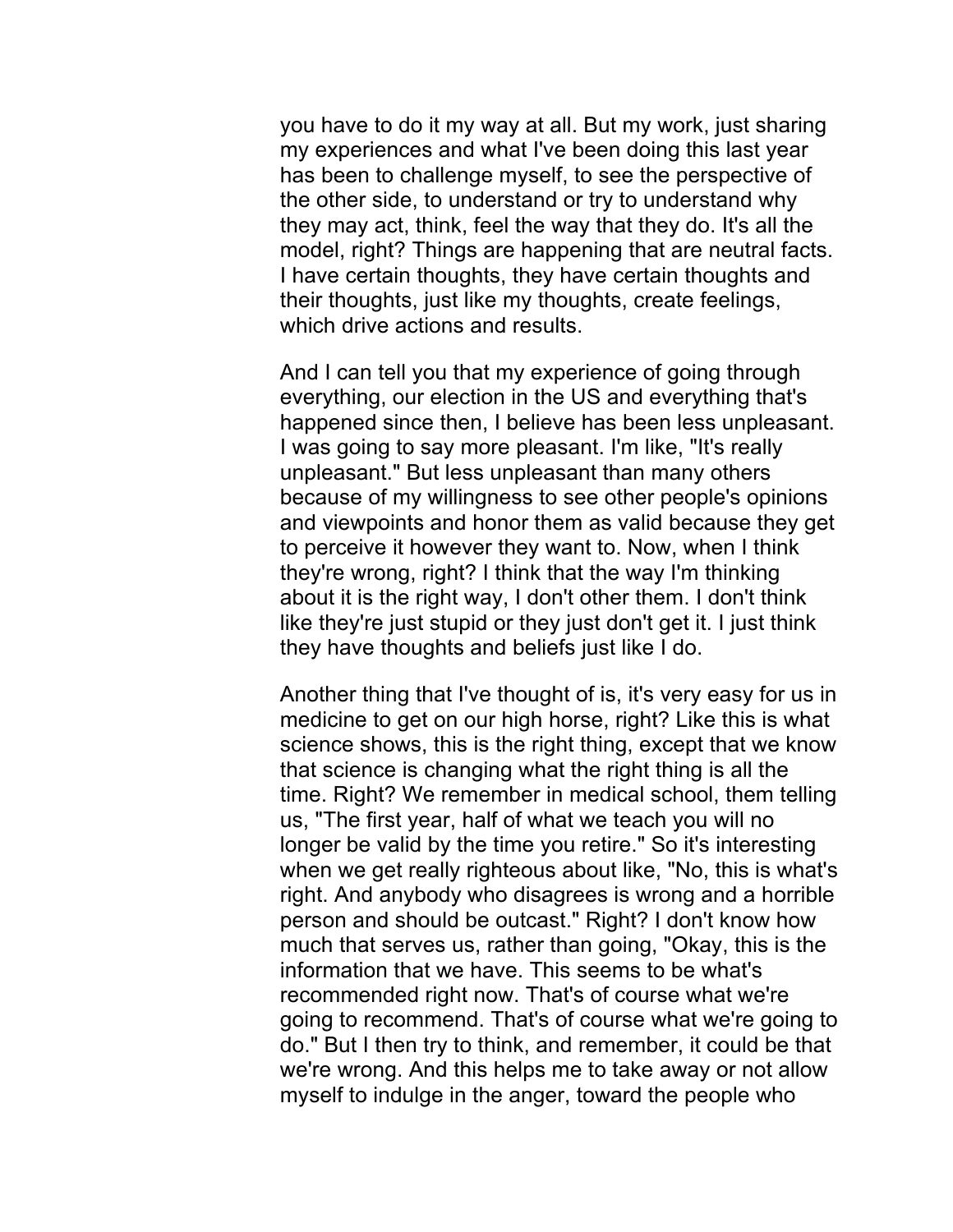you have to do it my way at all. But my work, just sharing my experiences and what I've been doing this last year has been to challenge myself, to see the perspective of the other side, to understand or try to understand why they may act, think, feel the way that they do. It's all the model, right? Things are happening that are neutral facts. I have certain thoughts, they have certain thoughts and their thoughts, just like my thoughts, create feelings, which drive actions and results.

And I can tell you that my experience of going through everything, our election in the US and everything that's happened since then, I believe has been less unpleasant. I was going to say more pleasant. I'm like, "It's really unpleasant." But less unpleasant than many others because of my willingness to see other people's opinions and viewpoints and honor them as valid because they get to perceive it however they want to. Now, when I think they're wrong, right? I think that the way I'm thinking about it is the right way, I don't other them. I don't think like they're just stupid or they just don't get it. I just think they have thoughts and beliefs just like I do.

Another thing that I've thought of is, it's very easy for us in medicine to get on our high horse, right? Like this is what science shows, this is the right thing, except that we know that science is changing what the right thing is all the time. Right? We remember in medical school, them telling us, "The first year, half of what we teach you will no longer be valid by the time you retire." So it's interesting when we get really righteous about like, "No, this is what's right. And anybody who disagrees is wrong and a horrible person and should be outcast." Right? I don't know how much that serves us, rather than going, "Okay, this is the information that we have. This seems to be what's recommended right now. That's of course what we're going to recommend. That's of course what we're going to do." But I then try to think, and remember, it could be that we're wrong. And this helps me to take away or not allow myself to indulge in the anger, toward the people who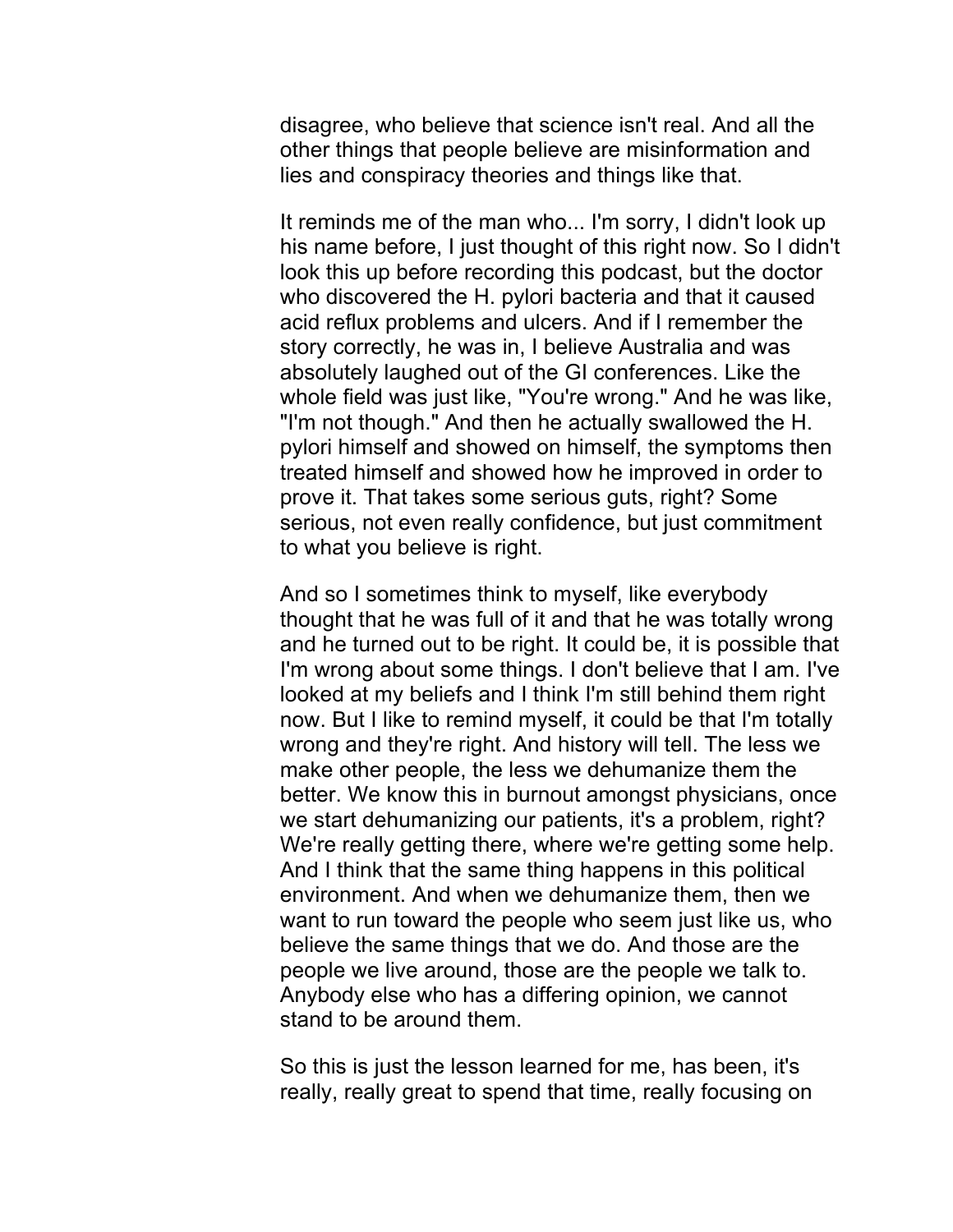disagree, who believe that science isn't real. And all the other things that people believe are misinformation and lies and conspiracy theories and things like that.

It reminds me of the man who... I'm sorry, I didn't look up his name before, I just thought of this right now. So I didn't look this up before recording this podcast, but the doctor who discovered the H. pylori bacteria and that it caused acid reflux problems and ulcers. And if I remember the story correctly, he was in, I believe Australia and was absolutely laughed out of the GI conferences. Like the whole field was just like, "You're wrong." And he was like, "I'm not though." And then he actually swallowed the H. pylori himself and showed on himself, the symptoms then treated himself and showed how he improved in order to prove it. That takes some serious guts, right? Some serious, not even really confidence, but just commitment to what you believe is right.

And so I sometimes think to myself, like everybody thought that he was full of it and that he was totally wrong and he turned out to be right. It could be, it is possible that I'm wrong about some things. I don't believe that I am. I've looked at my beliefs and I think I'm still behind them right now. But I like to remind myself, it could be that I'm totally wrong and they're right. And history will tell. The less we make other people, the less we dehumanize them the better. We know this in burnout amongst physicians, once we start dehumanizing our patients, it's a problem, right? We're really getting there, where we're getting some help. And I think that the same thing happens in this political environment. And when we dehumanize them, then we want to run toward the people who seem just like us, who believe the same things that we do. And those are the people we live around, those are the people we talk to. Anybody else who has a differing opinion, we cannot stand to be around them.

So this is just the lesson learned for me, has been, it's really, really great to spend that time, really focusing on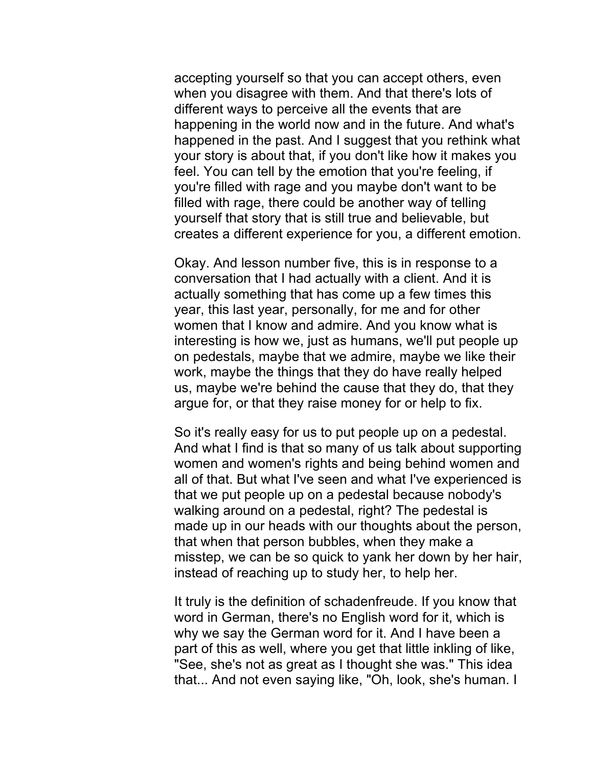accepting yourself so that you can accept others, even when you disagree with them. And that there's lots of different ways to perceive all the events that are happening in the world now and in the future. And what's happened in the past. And I suggest that you rethink what your story is about that, if you don't like how it makes you feel. You can tell by the emotion that you're feeling, if you're filled with rage and you maybe don't want to be filled with rage, there could be another way of telling yourself that story that is still true and believable, but creates a different experience for you, a different emotion.

Okay. And lesson number five, this is in response to a conversation that I had actually with a client. And it is actually something that has come up a few times this year, this last year, personally, for me and for other women that I know and admire. And you know what is interesting is how we, just as humans, we'll put people up on pedestals, maybe that we admire, maybe we like their work, maybe the things that they do have really helped us, maybe we're behind the cause that they do, that they argue for, or that they raise money for or help to fix.

So it's really easy for us to put people up on a pedestal. And what I find is that so many of us talk about supporting women and women's rights and being behind women and all of that. But what I've seen and what I've experienced is that we put people up on a pedestal because nobody's walking around on a pedestal, right? The pedestal is made up in our heads with our thoughts about the person, that when that person bubbles, when they make a misstep, we can be so quick to yank her down by her hair, instead of reaching up to study her, to help her.

It truly is the definition of schadenfreude. If you know that word in German, there's no English word for it, which is why we say the German word for it. And I have been a part of this as well, where you get that little inkling of like, "See, she's not as great as I thought she was." This idea that... And not even saying like, "Oh, look, she's human. I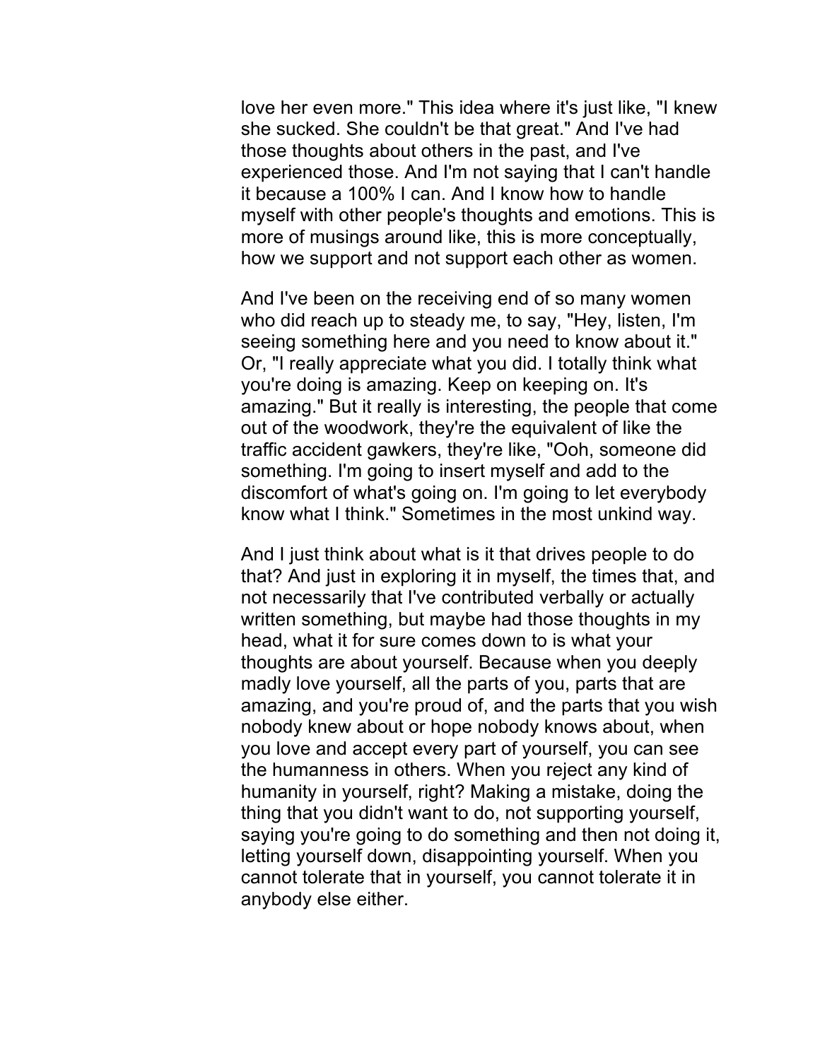love her even more." This idea where it's just like, "I knew she sucked. She couldn't be that great." And I've had those thoughts about others in the past, and I've experienced those. And I'm not saying that I can't handle it because a 100% I can. And I know how to handle myself with other people's thoughts and emotions. This is more of musings around like, this is more conceptually, how we support and not support each other as women.

And I've been on the receiving end of so many women who did reach up to steady me, to say, "Hey, listen, I'm seeing something here and you need to know about it." Or, "I really appreciate what you did. I totally think what you're doing is amazing. Keep on keeping on. It's amazing." But it really is interesting, the people that come out of the woodwork, they're the equivalent of like the traffic accident gawkers, they're like, "Ooh, someone did something. I'm going to insert myself and add to the discomfort of what's going on. I'm going to let everybody know what I think." Sometimes in the most unkind way.

And I just think about what is it that drives people to do that? And just in exploring it in myself, the times that, and not necessarily that I've contributed verbally or actually written something, but maybe had those thoughts in my head, what it for sure comes down to is what your thoughts are about yourself. Because when you deeply madly love yourself, all the parts of you, parts that are amazing, and you're proud of, and the parts that you wish nobody knew about or hope nobody knows about, when you love and accept every part of yourself, you can see the humanness in others. When you reject any kind of humanity in yourself, right? Making a mistake, doing the thing that you didn't want to do, not supporting yourself, saying you're going to do something and then not doing it, letting yourself down, disappointing yourself. When you cannot tolerate that in yourself, you cannot tolerate it in anybody else either.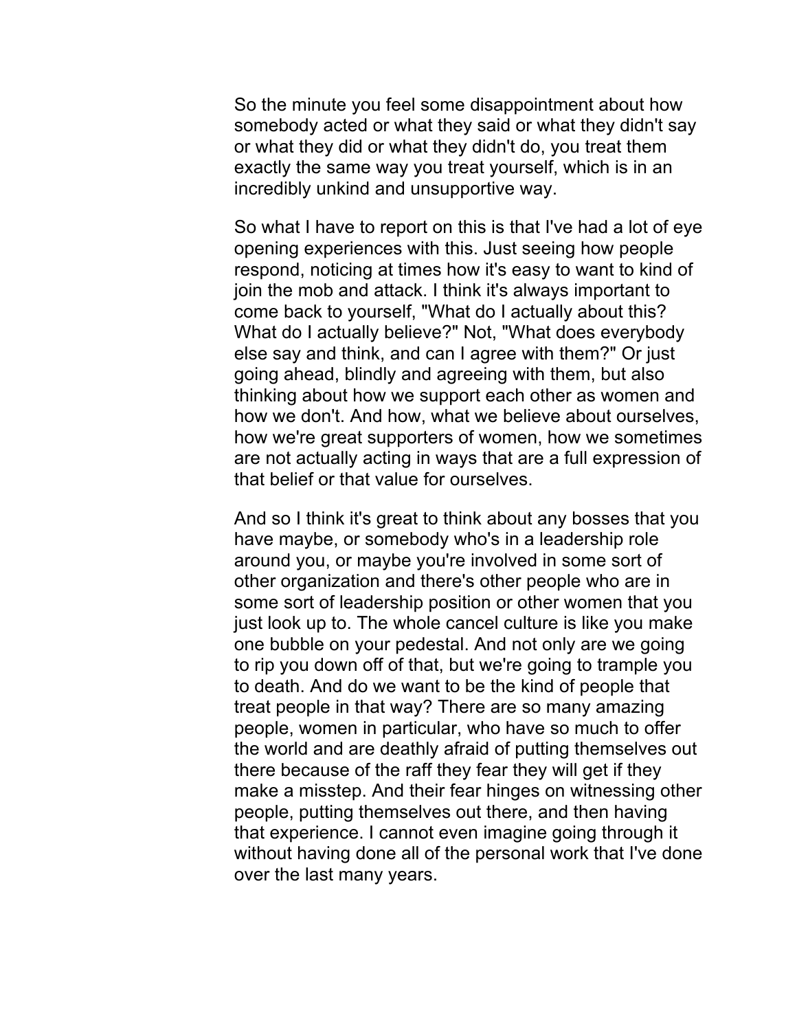So the minute you feel some disappointment about how somebody acted or what they said or what they didn't say or what they did or what they didn't do, you treat them exactly the same way you treat yourself, which is in an incredibly unkind and unsupportive way.

So what I have to report on this is that I've had a lot of eye opening experiences with this. Just seeing how people respond, noticing at times how it's easy to want to kind of join the mob and attack. I think it's always important to come back to yourself, "What do I actually about this? What do I actually believe?" Not, "What does everybody else say and think, and can I agree with them?" Or just going ahead, blindly and agreeing with them, but also thinking about how we support each other as women and how we don't. And how, what we believe about ourselves, how we're great supporters of women, how we sometimes are not actually acting in ways that are a full expression of that belief or that value for ourselves.

And so I think it's great to think about any bosses that you have maybe, or somebody who's in a leadership role around you, or maybe you're involved in some sort of other organization and there's other people who are in some sort of leadership position or other women that you just look up to. The whole cancel culture is like you make one bubble on your pedestal. And not only are we going to rip you down off of that, but we're going to trample you to death. And do we want to be the kind of people that treat people in that way? There are so many amazing people, women in particular, who have so much to offer the world and are deathly afraid of putting themselves out there because of the raff they fear they will get if they make a misstep. And their fear hinges on witnessing other people, putting themselves out there, and then having that experience. I cannot even imagine going through it without having done all of the personal work that I've done over the last many years.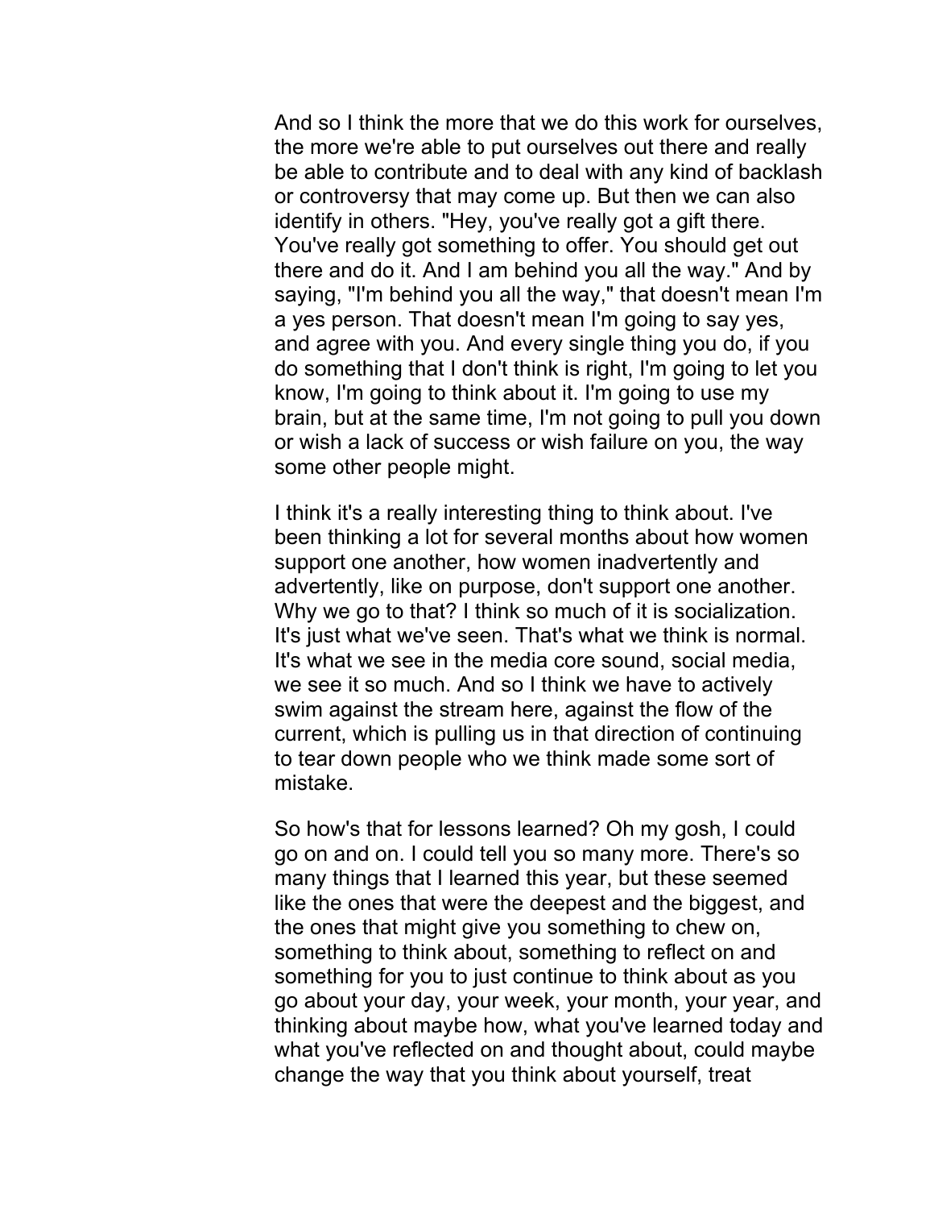And so I think the more that we do this work for ourselves, the more we're able to put ourselves out there and really be able to contribute and to deal with any kind of backlash or controversy that may come up. But then we can also identify in others. "Hey, you've really got a gift there. You've really got something to offer. You should get out there and do it. And I am behind you all the way." And by saying, "I'm behind you all the way," that doesn't mean I'm a yes person. That doesn't mean I'm going to say yes, and agree with you. And every single thing you do, if you do something that I don't think is right, I'm going to let you know, I'm going to think about it. I'm going to use my brain, but at the same time, I'm not going to pull you down or wish a lack of success or wish failure on you, the way some other people might.

I think it's a really interesting thing to think about. I've been thinking a lot for several months about how women support one another, how women inadvertently and advertently, like on purpose, don't support one another. Why we go to that? I think so much of it is socialization. It's just what we've seen. That's what we think is normal. It's what we see in the media core sound, social media, we see it so much. And so I think we have to actively swim against the stream here, against the flow of the current, which is pulling us in that direction of continuing to tear down people who we think made some sort of mistake.

So how's that for lessons learned? Oh my gosh, I could go on and on. I could tell you so many more. There's so many things that I learned this year, but these seemed like the ones that were the deepest and the biggest, and the ones that might give you something to chew on, something to think about, something to reflect on and something for you to just continue to think about as you go about your day, your week, your month, your year, and thinking about maybe how, what you've learned today and what you've reflected on and thought about, could maybe change the way that you think about yourself, treat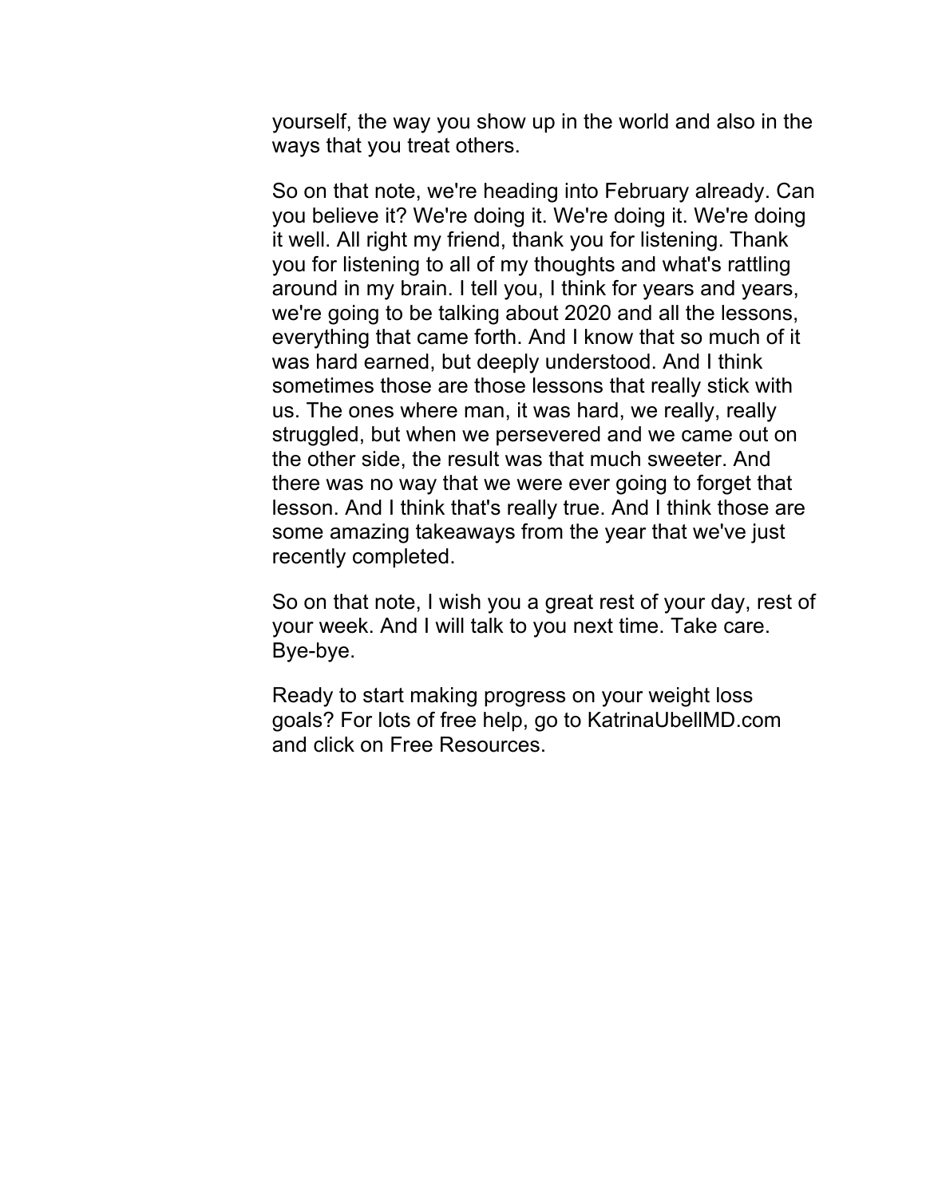yourself, the way you show up in the world and also in the ways that you treat others.

So on that note, we're heading into February already. Can you believe it? We're doing it. We're doing it. We're doing it well. All right my friend, thank you for listening. Thank you for listening to all of my thoughts and what's rattling around in my brain. I tell you, I think for years and years, we're going to be talking about 2020 and all the lessons, everything that came forth. And I know that so much of it was hard earned, but deeply understood. And I think sometimes those are those lessons that really stick with us. The ones where man, it was hard, we really, really struggled, but when we persevered and we came out on the other side, the result was that much sweeter. And there was no way that we were ever going to forget that lesson. And I think that's really true. And I think those are some amazing takeaways from the year that we've just recently completed.

So on that note, I wish you a great rest of your day, rest of your week. And I will talk to you next time. Take care. Bye-bye.

Ready to start making progress on your weight loss goals? For lots of free help, go to KatrinaUbellMD.com and click on Free Resources.